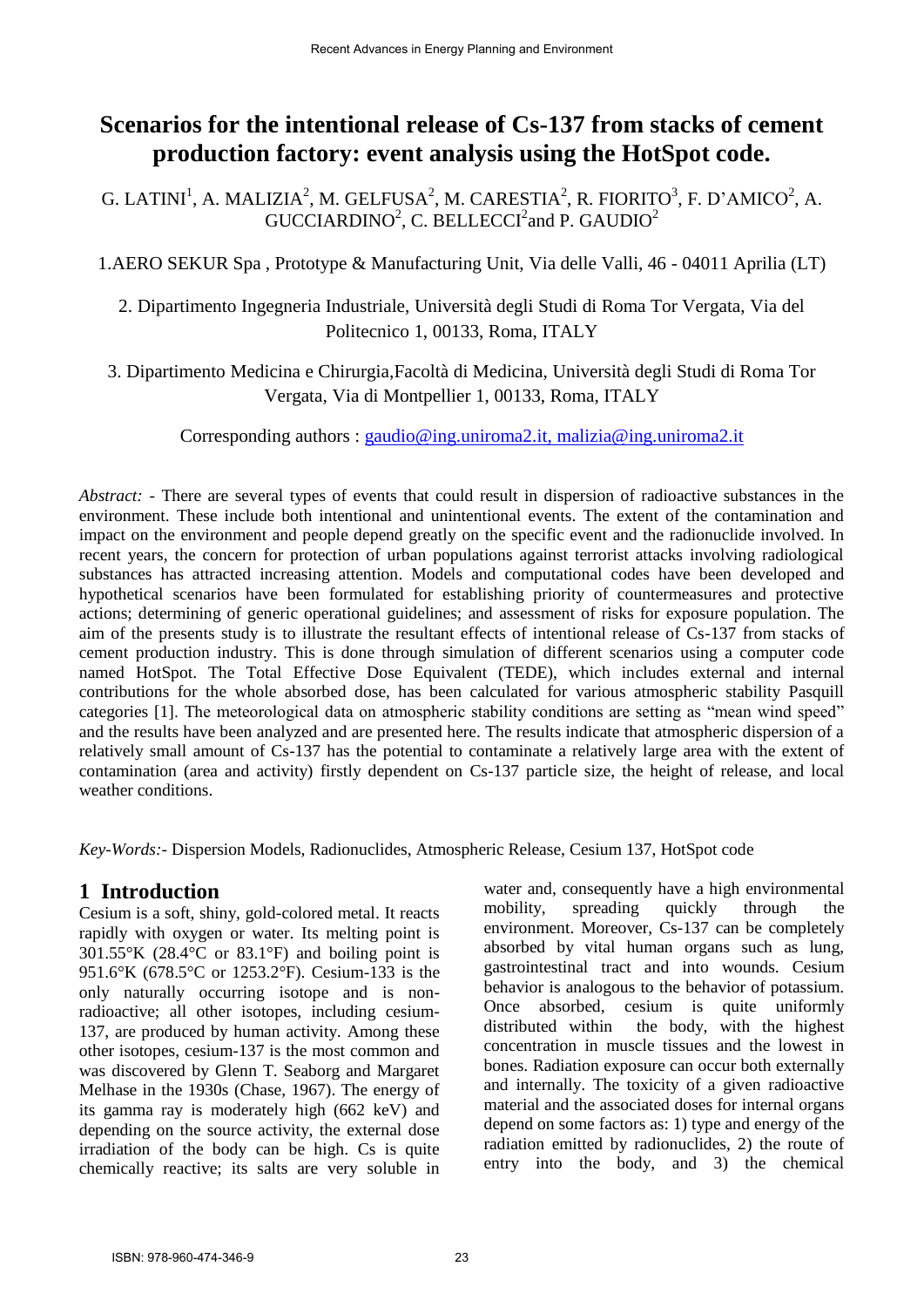# Scenarios for the intentional release of Cs-137 from stacks of cement production factory: event analysis using the HotSpot code.

G. LATINI[1], A. MALIZIA[2], M. GELFUSA[2], M. CARESTIA[2], R. FIORITO[3], F. D'AMICO[2], A. GUCCIARDINO[2], C. BELLECCI[2] and P. GAUDIO[2]

1.AERO SEKUR Spa , Prototype & Manufacturing Unit, Via delle Valli, 46 - 04011 Aprilia (LT)

2. Dipartimento Ingegneria Industriale, Università degli Studi di Roma Tor Vergata, Via del Politecnico 1, 00133, Roma, ITALY

3. Dipartimento Medicina e Chirurgia,Facoltà di Medicina, Università degli Studi di Roma Tor Vergata, Via di Montpellier 1, 00133, Roma, ITALY

Corresponding authors : gaudio@ing.uniroma2.it, malizia@ing.uniroma2.it

*Abstract:* - There are several types of events that could result in dispersion of radioactive substances in the environment. These include both intentional and unintentional events. The extent of the contamination and impact on the environment and people depend greatly on the specific event and the radionuclide involved. In recent years, the concern for protection of urban populations against terrorist attacks involving radiological substances has attracted increasing attention. Models and computational codes have been developed and hypothetical scenarios have been formulated for establishing priority of countermeasures and protective actions; determining of generic operational guidelines; and assessment of risks for exposure population. The aim of the presents study is to illustrate the resultant effects of intentional release of Cs-137 from stacks of cement production industry. This is done through simulation of different scenarios using a computer code named HotSpot. The Total Effective Dose Equivalent (TEDE), which includes external and internal contributions for the whole absorbed dose, has been calculated for various atmospheric stability Pasquill categories [1]. The meteorological data on atmospheric stability conditions are setting as "mean wind speed" and the results have been analyzed and are presented here. The results indicate that atmospheric dispersion of a relatively small amount of Cs-137 has the potential to contaminate a relatively large area with the extent of contamination (area and activity) firstly dependent on Cs-137 particle size, the height of release, and local weather conditions.

*Key-Words:*- Dispersion Models, Radionuclides, Atmospheric Release, Cesium 137, HotSpot code

## 1 Introduction

Cesium is a soft, shiny, gold-colored metal. It reacts rapidly with oxygen or water. Its melting point is 301.55°K (28.4°C or 83.1°F) and boiling point is 951.6°K (678.5°C or 1253.2°F). Cesium-133 is the only naturally occurring isotope and is non-radioactive; all other isotopes, including cesium-137, are produced by human activity. Among these other isotopes, cesium-137 is the most common and was discovered by Glenn T. Seaborg and Margaret Melhase in the 1930s (Chase, 1967). The energy of its gamma ray is moderately high (662 keV) and depending on the source activity, the external dose irradiation of the body can be high. Cs is quite chemically reactive; its salts are very soluble in water and, consequently have a high environmental mobility, spreading quickly through the environment. Moreover, Cs-137 can be completely absorbed by vital human organs such as lung, gastrointestinal tract and into wounds. Cesium behavior is analogous to the behavior of potassium. Once absorbed, cesium is quite uniformly distributed within the body, with the highest concentration in muscle tissues and the lowest in bones. Radiation exposure can occur both externally and internally. The toxicity of a given radioactive material and the associated doses for internal organs depend on some factors as: 1) type and energy of the radiation emitted by radionuclides, 2) the route of entry into the body, and 3) the chemical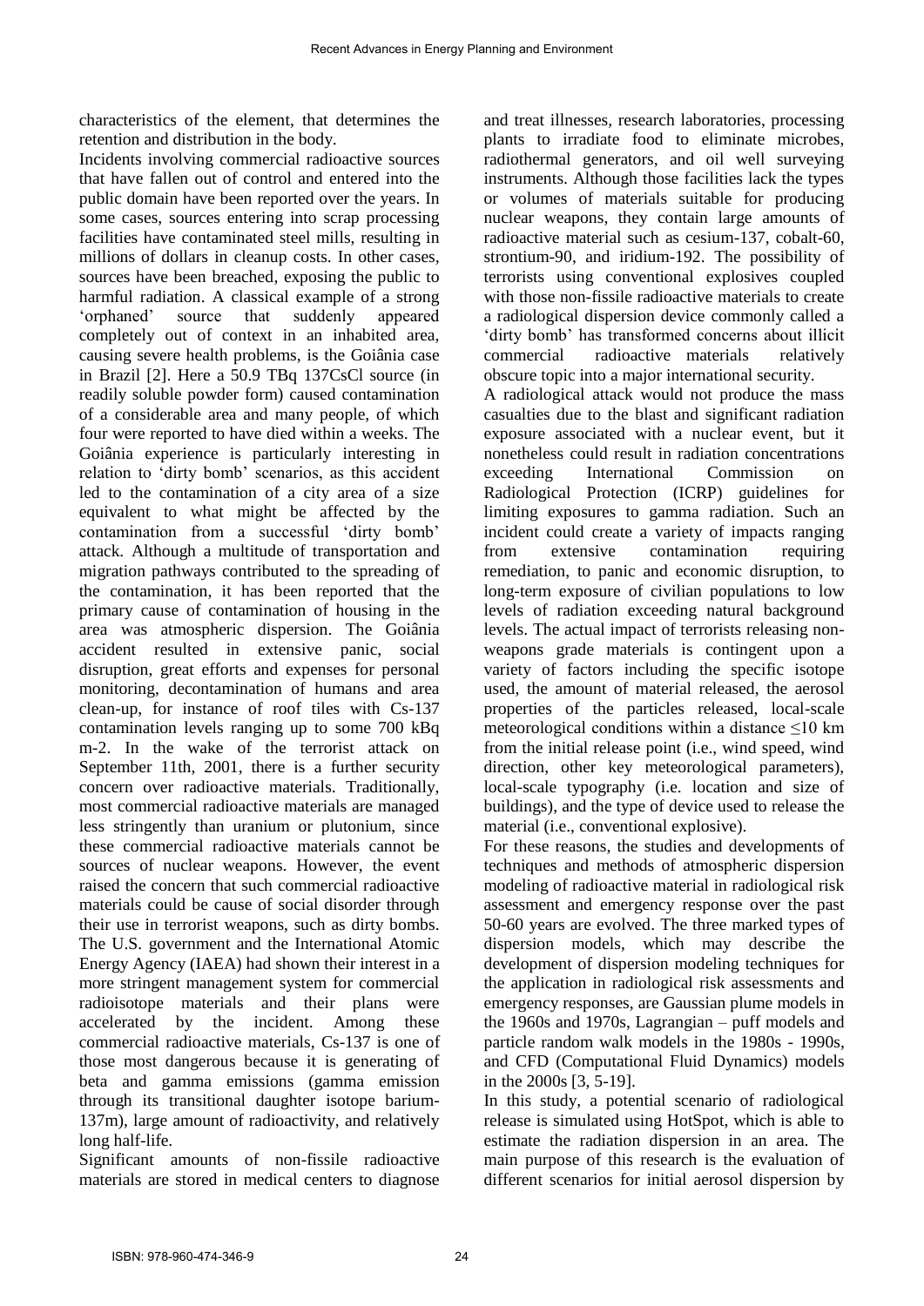characteristics of the element, that determines the retention and distribution in the body.

Incidents involving commercial radioactive sources that have fallen out of control and entered into the public domain have been reported over the years. In some cases, sources entering into scrap processing facilities have contaminated steel mills, resulting in millions of dollars in cleanup costs. In other cases, sources have been breached, exposing the public to harmful radiation. A classical example of a strong 'orphaned' source that suddenly appeared completely out of context in an inhabited area, causing severe health problems, is the Goiânia case in Brazil [2]. Here a 50.9 TBq 137CsCl source (in readily soluble powder form) caused contamination of a considerable area and many people, of which four were reported to have died within a weeks. The Goiânia experience is particularly interesting in relation to 'dirty bomb' scenarios, as this accident led to the contamination of a city area of a size equivalent to what might be affected by the contamination from a successful 'dirty bomb' attack. Although a multitude of transportation and migration pathways contributed to the spreading of the contamination, it has been reported that the primary cause of contamination of housing in the area was atmospheric dispersion. The Goiânia accident resulted in extensive panic, social disruption, great efforts and expenses for personal monitoring, decontamination of humans and area clean-up, for instance of roof tiles with Cs-137 contamination levels ranging up to some 700 kBq m-2. In the wake of the terrorist attack on September 11th, 2001, there is a further security concern over radioactive materials. Traditionally, most commercial radioactive materials are managed less stringently than uranium or plutonium, since these commercial radioactive materials cannot be sources of nuclear weapons. However, the event raised the concern that such commercial radioactive materials could be cause of social disorder through their use in terrorist weapons, such as dirty bombs. The U.S. government and the International Atomic Energy Agency (IAEA) had shown their interest in a more stringent management system for commercial radioisotope materials and their plans were accelerated by the incident. Among these commercial radioactive materials, Cs-137 is one of those most dangerous because it is generating of beta and gamma emissions (gamma emission through its transitional daughter isotope barium-137m), large amount of radioactivity, and relatively long half-life.

Significant amounts of non-fissile radioactive materials are stored in medical centers to diagnose and treat illnesses, research laboratories, processing plants to irradiate food to eliminate microbes, radiothermal generators, and oil well surveying instruments. Although those facilities lack the types or volumes of materials suitable for producing nuclear weapons, they contain large amounts of radioactive material such as cesium-137, cobalt-60, strontium-90, and iridium-192. The possibility of terrorists using conventional explosives coupled with those non-fissile radioactive materials to create a radiological dispersion device commonly called a 'dirty bomb' has transformed concerns about illicit commercial radioactive materials relatively obscure topic into a major international security.

A radiological attack would not produce the mass casualties due to the blast and significant radiation exposure associated with a nuclear event, but it nonetheless could result in radiation concentrations exceeding International Commission on Radiological Protection (ICRP) guidelines for limiting exposures to gamma radiation. Such an incident could create a variety of impacts ranging from extensive contamination requiring remediation, to panic and economic disruption, to long-term exposure of civilian populations to low levels of radiation exceeding natural background levels. The actual impact of terrorists releasing non-weapons grade materials is contingent upon a variety of factors including the specific isotope used, the amount of material released, the aerosol properties of the particles released, local-scale meteorological conditions within a distance ≤10 km from the initial release point (i.e., wind speed, wind direction, other key meteorological parameters), local-scale typography (i.e. location and size of buildings), and the type of device used to release the material (i.e., conventional explosive).

For these reasons, the studies and developments of techniques and methods of atmospheric dispersion modeling of radioactive material in radiological risk assessment and emergency response over the past 50-60 years are evolved. The three marked types of dispersion models, which may describe the development of dispersion modeling techniques for the application in radiological risk assessments and emergency responses, are Gaussian plume models in the 1960s and 1970s, Lagrangian – puff models and particle random walk models in the 1980s - 1990s, and CFD (Computational Fluid Dynamics) models in the 2000s [3, 5-19].

In this study, a potential scenario of radiological release is simulated using HotSpot, which is able to estimate the radiation dispersion in an area. The main purpose of this research is the evaluation of different scenarios for initial aerosol dispersion by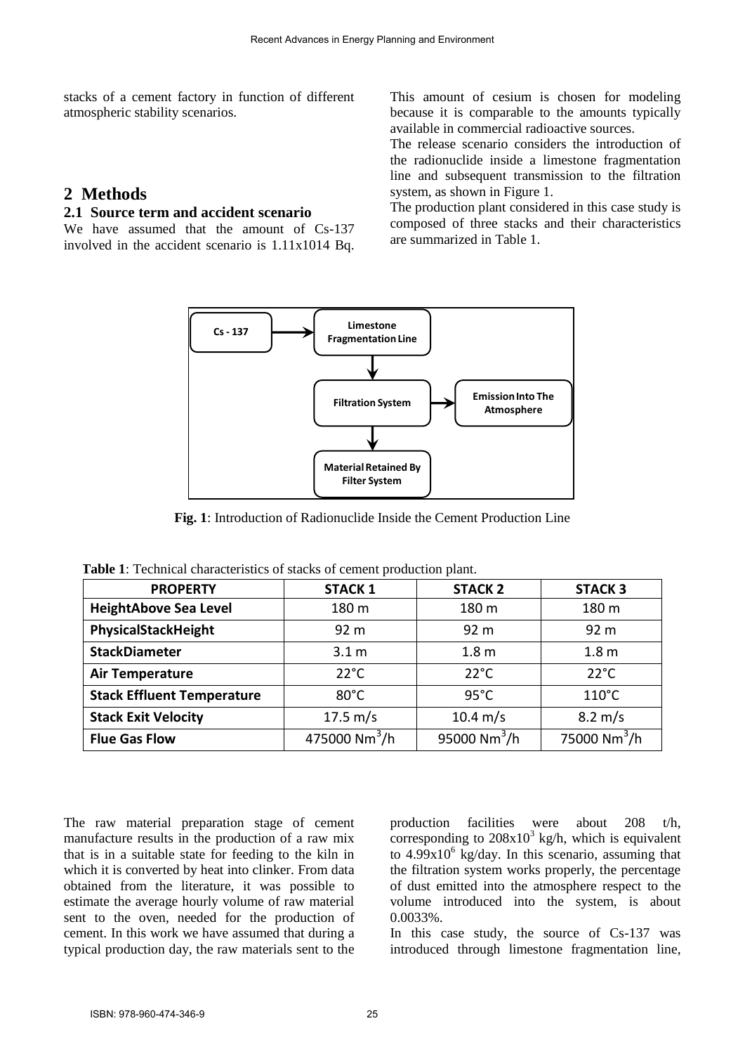stacks of a cement factory in function of different atmospheric stability scenarios.

## 2 Methods

### 2.1 Source term and accident scenario

We have assumed that the amount of Cs-137 involved in the accident scenario is 1.11x1014 Bq. This amount of cesium is chosen for modeling because it is comparable to the amounts typically available in commercial radioactive sources.

The release scenario considers the introduction of the radionuclide inside a limestone fragmentation line and subsequent transmission to the filtration system, as shown in Figure 1.

The production plant considered in this case study is composed of three stacks and their characteristics are summarized in Table 1.

**Fig. 1**: Introduction of Radionuclide Inside the Cement Production Line

**Table 1**: Technical characteristics of stacks of cement production plant.

| PROPERTY | STACK 1 | STACK 2 | STACK 3 |
|---|---|---|---|
| HeightAbove Sea Level | 180 m | 180 m | 180 m |
| PhysicalStackHeight | 92 m | 92 m | 92 m |
| StackDiameter | 3.1 m | 1.8 m | 1.8 m |
| Air Temperature | 22°C | 22°C | 22°C |
| Stack Effluent Temperature | 80°C | 95°C | 110°C |
| Stack Exit Velocity | 17.5 m/s | 10.4 m/s | 8.2 m/s |
| Flue Gas Flow | 475000 $Nm^3/h$ | 95000 $Nm^3/h$ | 75000 $Nm^3/h$ |

The raw material preparation stage of cement manufacture results in the production of a raw mix that is in a suitable state for feeding to the kiln in which it is converted by heat into clinker. From data obtained from the literature, it was possible to estimate the average hourly volume of raw material sent to the oven, needed for the production of cement. In this work we have assumed that during a typical production day, the raw materials sent to the production facilities were about 208 t/h, corresponding to $208x10^3$ kg/h, which is equivalent to $4.99x10^6$ kg/day. In this scenario, assuming that the filtration system works properly, the percentage of dust emitted into the atmosphere respect to the volume introduced into the system, is about 0.0033%.

In this case study, the source of Cs-137 was introduced through limestone fragmentation line,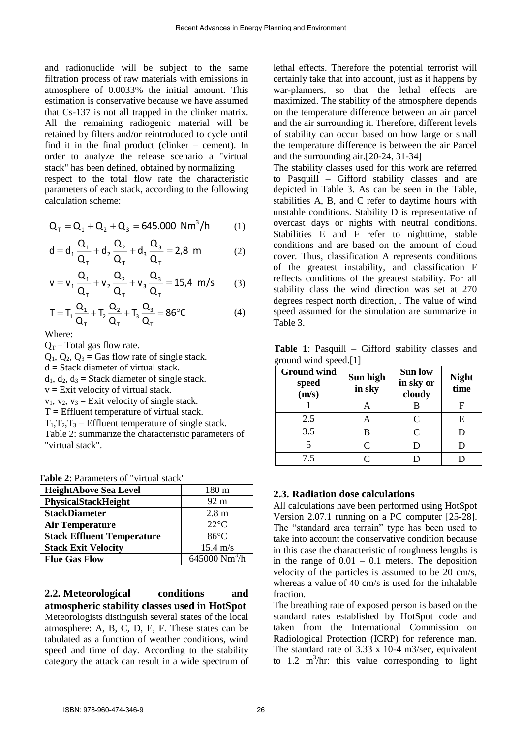and radionuclide will be subject to the same filtration process of raw materials with emissions in atmosphere of 0.0033% the initial amount. This estimation is conservative because we have assumed that Cs-137 is not all trapped in the clinker matrix. All the remaining radiogenic material will be retained by filters and/or reintroduced to cycle until find it in the final product (clinker – cement). In order to analyze the release scenario a "virtual stack" has been defined, obtained by normalizing respect to the total flow rate the characteristic parameters of each stack, according to the following calculation scheme:

$$Q_T = Q_1 + Q_2 + Q_3 = 645.000 \ \text{Nm}^3/\text{h} \tag{1}$$

$$d = d_1 \frac{Q_1}{Q_T} + d_2 \frac{Q_2}{Q_T} + d_3 \frac{Q_3}{Q_T} = 2{,}8 \ \text{m} \tag{2}$$

$$v = v_1 \frac{Q_1}{Q_T} + v_2 \frac{Q_2}{Q_T} + v_3 \frac{Q_3}{Q_T} = 15{,}4 \ \text{m/s} \tag{3}$$

$$T = T_1 \frac{Q_1}{Q_T} + T_2 \frac{Q_2}{Q_T} + T_3 \frac{Q_3}{Q_T} = 86°\text{C} \tag{4}$$

Where:

$Q_T$ = Total gas flow rate.
$Q_1$, $Q_2$, $Q_3$ = Gas flow rate of single stack.
d = Stack diameter of virtual stack.
$d_1$, $d_2$, $d_3$ = Stack diameter of single stack.
v = Exit velocity of virtual stack.
$v_1$, $v_2$, $v_3$ = Exit velocity of single stack.
T = Effluent temperature of virtual stack.
$T_1$, $T_2$, $T_3$ = Effluent temperature of single stack.
Table 2: summarize the characteristic parameters of "virtual stack".

**Table 2**: Parameters of "virtual stack"

| **HeightAbove Sea Level** | 180 m |
|---|---|
| **PhysicalStackHeight** | 92 m |
| **StackDiameter** | 2.8 m |
| **Air Temperature** | 22°C |
| **Stack Effluent Temperature** | 86°C |
| **Stack Exit Velocity** | 15.4 m/s |
| **Flue Gas Flow** | 645000 $\text{Nm}^3$/h |

## 2.2. Meteorological conditions and atmospheric stability classes used in HotSpot

Meteorologists distinguish several states of the local atmosphere: A, B, C, D, E, F. These states can be tabulated as a function of weather conditions, wind speed and time of day. According to the stability category the attack can result in a wide spectrum of lethal effects. Therefore the potential terrorist will certainly take that into account, just as it happens by war-planners, so that the lethal effects are maximized. The stability of the atmosphere depends on the temperature difference between an air parcel and the air surrounding it. Therefore, different levels of stability can occur based on how large or small the temperature difference is between the air Parcel and the surrounding air.[20-24, 31-34]

The stability classes used for this work are referred to Pasquill – Gifford stability classes and are depicted in Table 3. As can be seen in the Table, stabilities A, B, and C refer to daytime hours with unstable conditions. Stability D is representative of overcast days or nights with neutral conditions. Stabilities E and F refer to nighttime, stable conditions and are based on the amount of cloud cover. Thus, classification A represents conditions of the greatest instability, and classification F reflects conditions of the greatest stability. For all stability class the wind direction was set at 270 degrees respect north direction, . The value of wind speed assumed for the simulation are summarize in Table 3.

**Table 1**: Pasquill – Gifford stability classes and ground wind speed.[1]

| Ground wind speed (m/s) | Sun high in sky | Sun low in sky or cloudy | Night time |
|---|---|---|---|
| 1 | A | B | F |
| 2.5 | A | C | E |
| 3.5 | B | C | D |
| 5 | C | D | D |
| 7.5 | C | D | D |

## 2.3. Radiation dose calculations

All calculations have been performed using HotSpot Version 2.07.1 running on a PC computer [25-28]. The "standard area terrain" type has been used to take into account the conservative condition because in this case the characteristic of roughness lengths is in the range of 0.01 – 0.1 meters. The deposition velocity of the particles is assumed to be 20 cm/s, whereas a value of 40 cm/s is used for the inhalable fraction.

The breathing rate of exposed person is based on the standard rates established by HotSpot code and taken from the International Commission on Radiological Protection (ICRP) for reference man. The standard rate of 3.33 x 10-4 m3/sec, equivalent to 1.2 $\text{m}^3$/hr: this value corresponding to light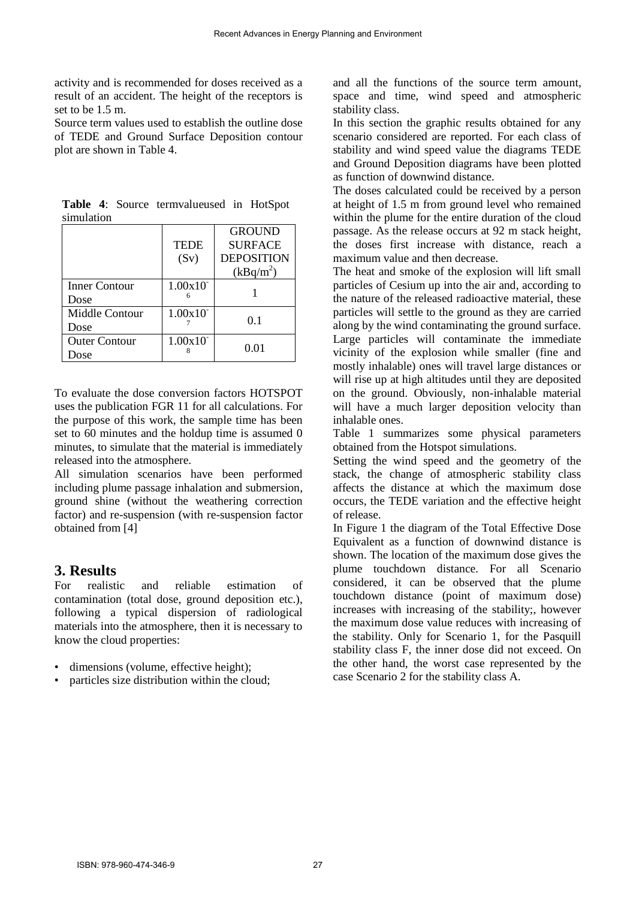activity and is recommended for doses received as a result of an accident. The height of the receptors is set to be 1.5 m.

Source term values used to establish the outline dose of TEDE and Ground Surface Deposition contour plot are shown in Table 4.

**Table 4**: Source termvalueused in HotSpot simulation

| | TEDE (Sv) | GROUND SURFACE DEPOSITION ($kBq/m^2$) |
|---|---|---|
| Inner Contour Dose | $1.00x10^{-6}$ | 1 |
| Middle Contour Dose | $1.00x10^{-7}$ | 0.1 |
| Outer Contour Dose | $1.00x10^{-8}$ | 0.01 |

To evaluate the dose conversion factors HOTSPOT uses the publication FGR 11 for all calculations. For the purpose of this work, the sample time has been set to 60 minutes and the holdup time is assumed 0 minutes, to simulate that the material is immediately released into the atmosphere.

All simulation scenarios have been performed including plume passage inhalation and submersion, ground shine (without the weathering correction factor) and re-suspension (with re-suspension factor obtained from [4]

# 3. Results

For realistic and reliable estimation of contamination (total dose, ground deposition etc.), following a typical dispersion of radiological materials into the atmosphere, then it is necessary to know the cloud properties:

- dimensions (volume, effective height);
- particles size distribution within the cloud;

and all the functions of the source term amount, space and time, wind speed and atmospheric stability class.

In this section the graphic results obtained for any scenario considered are reported. For each class of stability and wind speed value the diagrams TEDE and Ground Deposition diagrams have been plotted as function of downwind distance.

The doses calculated could be received by a person at height of 1.5 m from ground level who remained within the plume for the entire duration of the cloud passage. As the release occurs at 92 m stack height, the doses first increase with distance, reach a maximum value and then decrease.

The heat and smoke of the explosion will lift small particles of Cesium up into the air and, according to the nature of the released radioactive material, these particles will settle to the ground as they are carried along by the wind contaminating the ground surface. Large particles will contaminate the immediate vicinity of the explosion while smaller (fine and mostly inhalable) ones will travel large distances or will rise up at high altitudes until they are deposited on the ground. Obviously, non-inhalable material will have a much larger deposition velocity than inhalable ones.

Table 1 summarizes some physical parameters obtained from the Hotspot simulations.

Setting the wind speed and the geometry of the stack, the change of atmospheric stability class affects the distance at which the maximum dose occurs, the TEDE variation and the effective height of release.

In Figure 1 the diagram of the Total Effective Dose Equivalent as a function of downwind distance is shown. The location of the maximum dose gives the plume touchdown distance. For all Scenario considered, it can be observed that the plume touchdown distance (point of maximum dose) increases with increasing of the stability;, however the maximum dose value reduces with increasing of the stability. Only for Scenario 1, for the Pasquill stability class F, the inner dose did not exceed. On the other hand, the worst case represented by the case Scenario 2 for the stability class A.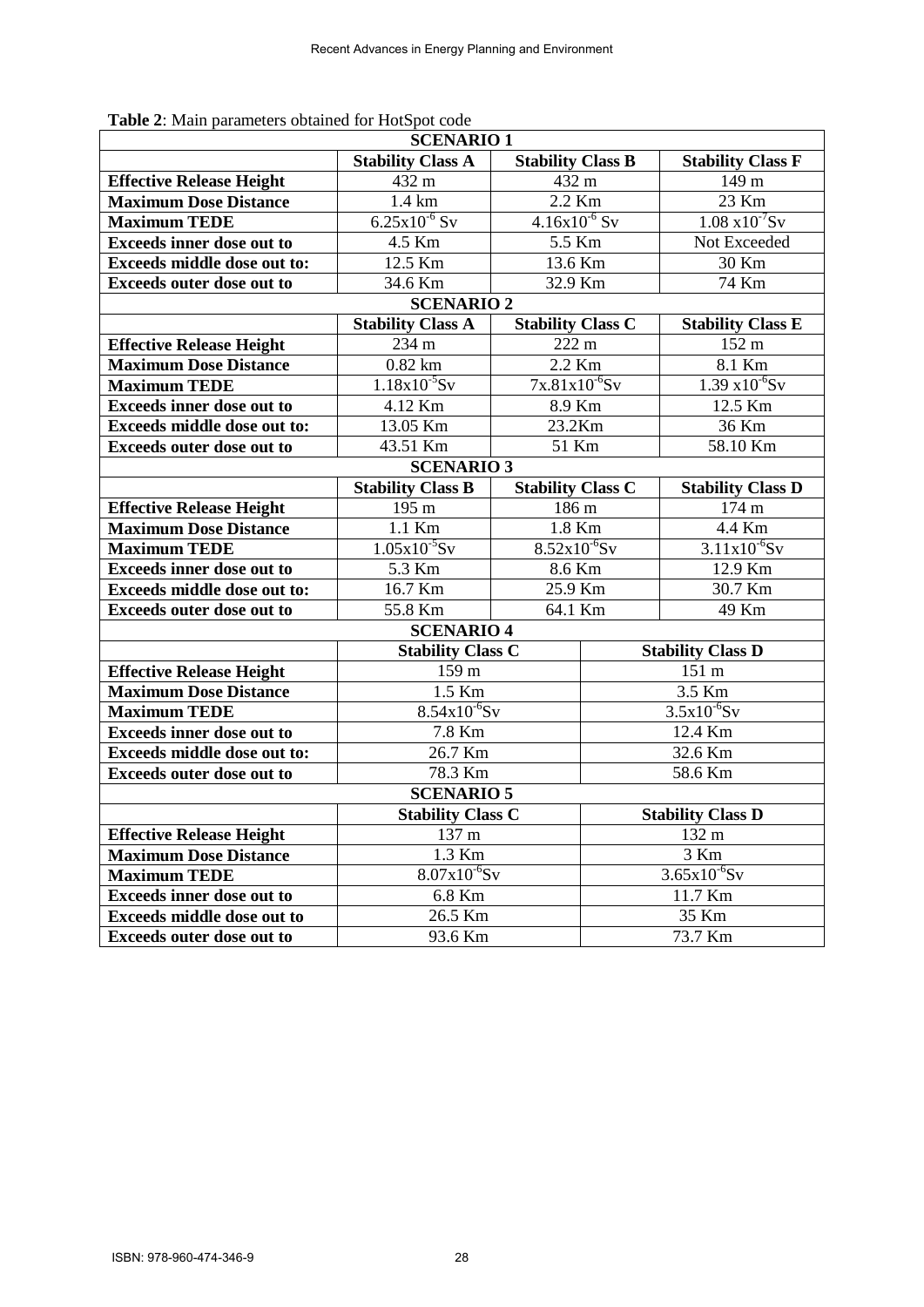**Table 2**: Main parameters obtained for HotSpot code

| SCENARIO 1 | | | |
|---|---|---|---|
| | **Stability Class A** | **Stability Class B** | **Stability Class F** |
| **Effective Release Height** | 432 m | 432 m | 149 m |
| **Maximum Dose Distance** | 1.4 km | 2.2 Km | 23 Km |
| **Maximum TEDE** | $6.25 \times 10^{-6}$ Sv | $4.16 \times 10^{-6}$ Sv | $1.08 \times 10^{-7}$Sv |
| **Exceeds inner dose out to** | 4.5 Km | 5.5 Km | Not Exceeded |
| **Exceeds middle dose out to:** | 12.5 Km | 13.6 Km | 30 Km |
| **Exceeds outer dose out to** | 34.6 Km | 32.9 Km | 74 Km |
| **SCENARIO 2** | | | |
| | **Stability Class A** | **Stability Class C** | **Stability Class E** |
| **Effective Release Height** | 234 m | 222 m | 152 m |
| **Maximum Dose Distance** | 0.82 km | 2.2 Km | 8.1 Km |
| **Maximum TEDE** | $1.18 \times 10^{-5}$Sv | $7x.81 \times 10^{-6}$Sv | $1.39 \times 10^{-6}$Sv |
| **Exceeds inner dose out to** | 4.12 Km | 8.9 Km | 12.5 Km |
| **Exceeds middle dose out to:** | 13.05 Km | 23.2Km | 36 Km |
| **Exceeds outer dose out to** | 43.51 Km | 51 Km | 58.10 Km |
| **SCENARIO 3** | | | |
| | **Stability Class B** | **Stability Class C** | **Stability Class D** |
| **Effective Release Height** | 195 m | 186 m | 174 m |
| **Maximum Dose Distance** | 1.1 Km | 1.8 Km | 4.4 Km |
| **Maximum TEDE** | $1.05 \times 10^{-5}$Sv | $8.52 \times 10^{-6}$Sv | $3.11 \times 10^{-6}$Sv |
| **Exceeds inner dose out to** | 5.3 Km | 8.6 Km | 12.9 Km |
| **Exceeds middle dose out to:** | 16.7 Km | 25.9 Km | 30.7 Km |
| **Exceeds outer dose out to** | 55.8 Km | 64.1 Km | 49 Km |
| **SCENARIO 4** | | | |
| | **Stability Class C** | | **Stability Class D** |
| **Effective Release Height** | 159 m | | 151 m |
| **Maximum Dose Distance** | 1.5 Km | | 3.5 Km |
| **Maximum TEDE** | $8.54 \times 10^{-6}$Sv | | $3.5 \times 10^{-6}$Sv |
| **Exceeds inner dose out to** | 7.8 Km | | 12.4 Km |
| **Exceeds middle dose out to:** | 26.7 Km | | 32.6 Km |
| **Exceeds outer dose out to** | 78.3 Km | | 58.6 Km |
| **SCENARIO 5** | | | |
| | **Stability Class C** | | **Stability Class D** |
| **Effective Release Height** | 137 m | | 132 m |
| **Maximum Dose Distance** | 1.3 Km | | 3 Km |
| **Maximum TEDE** | $8.07 \times 10^{-6}$Sv | | $3.65 \times 10^{-6}$Sv |
| **Exceeds inner dose out to** | 6.8 Km | | 11.7 Km |
| **Exceeds middle dose out to** | 26.5 Km | | 35 Km |
| **Exceeds outer dose out to** | 93.6 Km | | 73.7 Km |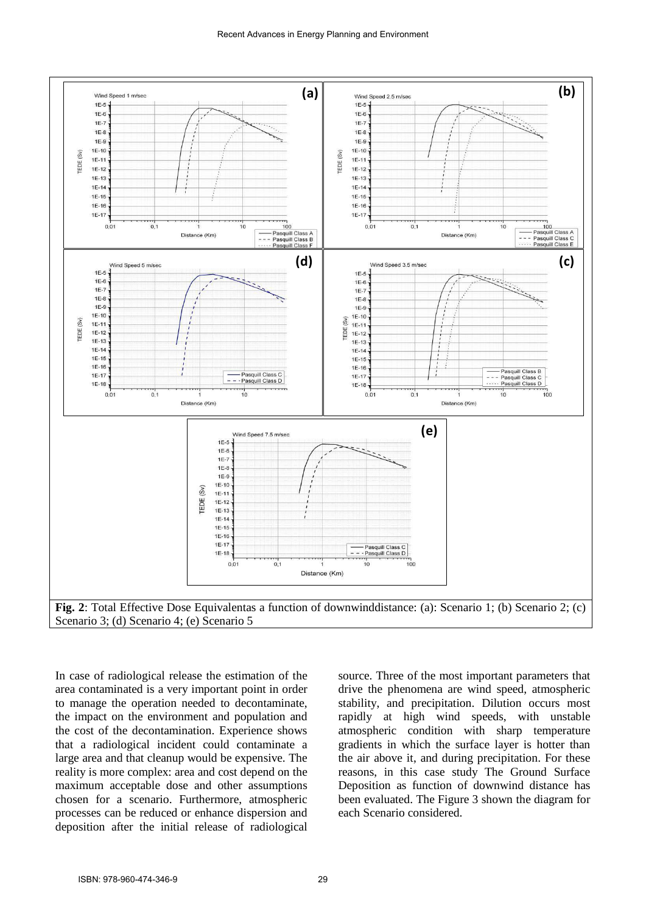**Fig. 2**: Total Effective Dose Equivalentas a function of downwinddistance: (a): Scenario 1; (b) Scenario 2; (c) Scenario 3; (d) Scenario 4; (e) Scenario 5

In case of radiological release the estimation of the area contaminated is a very important point in order to manage the operation needed to decontaminate, the impact on the environment and population and the cost of the decontamination. Experience shows that a radiological incident could contaminate a large area and that cleanup would be expensive. The reality is more complex: area and cost depend on the maximum acceptable dose and other assumptions chosen for a scenario. Furthermore, atmospheric processes can be reduced or enhance dispersion and deposition after the initial release of radiological source. Three of the most important parameters that drive the phenomena are wind speed, atmospheric stability, and precipitation. Dilution occurs most rapidly at high wind speeds, with unstable atmospheric condition with sharp temperature gradients in which the surface layer is hotter than the air above it, and during precipitation. For these reasons, in this case study The Ground Surface Deposition as function of downwind distance has been evaluated. The Figure 3 shown the diagram for each Scenario considered.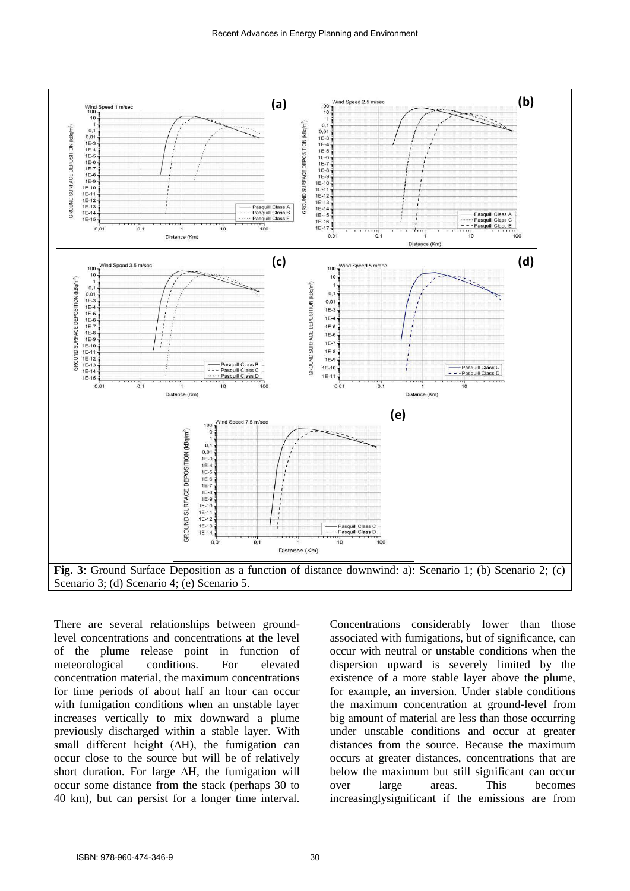**Fig. 3**: Ground Surface Deposition as a function of distance downwind: a): Scenario 1; (b) Scenario 2; (c) Scenario 3; (d) Scenario 4; (e) Scenario 5.

There are several relationships between ground-level concentrations and concentrations at the level of the plume release point in function of meteorological conditions. For elevated concentration material, the maximum concentrations for time periods of about half an hour can occur with fumigation conditions when an unstable layer increases vertically to mix downward a plume previously discharged within a stable layer. With small different height (ΔH), the fumigation can occur close to the source but will be of relatively short duration. For large ΔH, the fumigation will occur some distance from the stack (perhaps 30 to 40 km), but can persist for a longer time interval. Concentrations considerably lower than those associated with fumigations, but of significance, can occur with neutral or unstable conditions when the dispersion upward is severely limited by the existence of a more stable layer above the plume, for example, an inversion. Under stable conditions the maximum concentration at ground-level from big amount of material are less than those occurring under unstable conditions and occur at greater distances from the source. Because the maximum occurs at greater distances, concentrations that are below the maximum but still significant can occur over large areas. This becomes increasinglysignificant if the emissions are from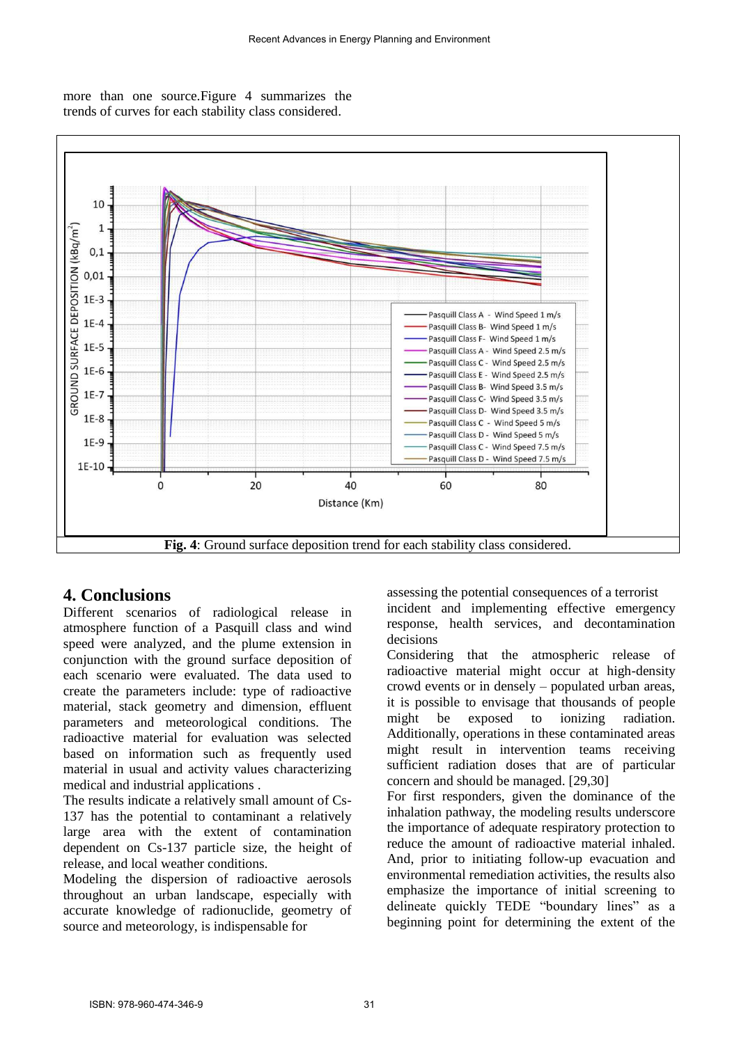more than one source.Figure 4 summarizes the trends of curves for each stability class considered.

**Fig. 4**: Ground surface deposition trend for each stability class considered.

## 4. Conclusions

Different scenarios of radiological release in atmosphere function of a Pasquill class and wind speed were analyzed, and the plume extension in conjunction with the ground surface deposition of each scenario were evaluated. The data used to create the parameters include: type of radioactive material, stack geometry and dimension, effluent parameters and meteorological conditions. The radioactive material for evaluation was selected based on information such as frequently used material in usual and activity values characterizing medical and industrial applications .

The results indicate a relatively small amount of Cs-137 has the potential to contaminant a relatively large area with the extent of contamination dependent on Cs-137 particle size, the height of release, and local weather conditions.

Modeling the dispersion of radioactive aerosols throughout an urban landscape, especially with accurate knowledge of radionuclide, geometry of source and meteorology, is indispensable for assessing the potential consequences of a terrorist incident and implementing effective emergency response, health services, and decontamination decisions

Considering that the atmospheric release of radioactive material might occur at high-density crowd events or in densely – populated urban areas, it is possible to envisage that thousands of people might be exposed to ionizing radiation. Additionally, operations in these contaminated areas might result in intervention teams receiving sufficient radiation doses that are of particular concern and should be managed. [29,30]

For first responders, given the dominance of the inhalation pathway, the modeling results underscore the importance of adequate respiratory protection to reduce the amount of radioactive material inhaled. And, prior to initiating follow-up evacuation and environmental remediation activities, the results also emphasize the importance of initial screening to delineate quickly TEDE "boundary lines" as a beginning point for determining the extent of the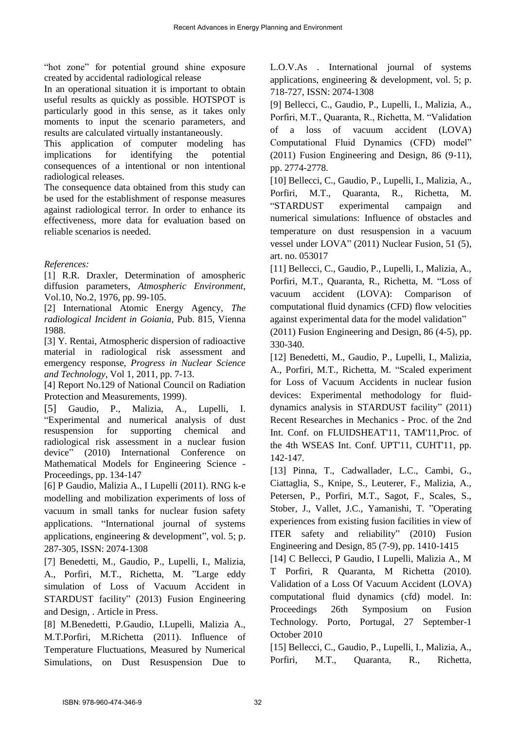"hot zone" for potential ground shine exposure created by accidental radiological release

In an operational situation it is important to obtain useful results as quickly as possible. HOTSPOT is particularly good in this sense, as it takes only moments to input the scenario parameters, and results are calculated virtually instantaneously.

This application of computer modeling has implications for identifying the potential consequences of a intentional or non intentional radiological releases.

The consequence data obtained from this study can be used for the establishment of response measures against radiological terror. In order to enhance its effectiveness, more data for evaluation based on reliable scenarios is needed.

*References:*

[1] R.R. Draxler, Determination of amospheric diffusion parameters, *Atmospheric Environment*, Vol.10, No.2, 1976, pp. 99-105.

[2] International Atomic Energy Agency, *The radiological Incident in Goiania,* Pub. 815, Vienna 1988.

[3] Y. Rentai, Atmospheric dispersion of radioactive material in radiological risk assessment and emergency response, *Progress in Nuclear Science and Technology*, Vol 1, 2011, pp. 7-13.

[4] Report No.129 of National Council on Radiation Protection and Measurements, 1999).

[5] Gaudio, P., Malizia, A., Lupelli, I. "Experimental and numerical analysis of dust resuspension for supporting chemical and radiological risk assessment in a nuclear fusion device" (2010) International Conference on Mathematical Models for Engineering Science - Proceedings, pp. 134-147

[6] P Gaudio, Malizia A., I Lupelli (2011). RNG k-e modelling and mobilization experiments of loss of vacuum in small tanks for nuclear fusion safety applications. "International journal of systems applications, engineering & development", vol. 5; p. 287-305, ISSN: 2074-1308

[7] Benedetti, M., Gaudio, P., Lupelli, I., Malizia, A., Porfiri, M.T., Richetta, M. "Large eddy simulation of Loss of Vacuum Accident in STARDUST facility" (2013) Fusion Engineering and Design, . Article in Press.

[8] M.Benedetti, P.Gaudio, I.Lupelli, Malizia A., M.T.Porfiri, M.Richetta (2011). Influence of Temperature Fluctuations, Measured by Numerical Simulations, on Dust Resuspension Due to L.O.V.As . International journal of systems applications, engineering & development, vol. 5; p. 718-727, ISSN: 2074-1308

[9] Bellecci, C., Gaudio, P., Lupelli, I., Malizia, A., Porfiri, M.T., Quaranta, R., Richetta, M. "Validation of a loss of vacuum accident (LOVA) Computational Fluid Dynamics (CFD) model" (2011) Fusion Engineering and Design, 86 (9-11), pp. 2774-2778.

[10] Bellecci, C., Gaudio, P., Lupelli, I., Malizia, A., Porfiri, M.T., Quaranta, R., Richetta, M. "STARDUST experimental campaign and numerical simulations: Influence of obstacles and temperature on dust resuspension in a vacuum vessel under LOVA" (2011) Nuclear Fusion, 51 (5), art. no. 053017

[11] Bellecci, C., Gaudio, P., Lupelli, I., Malizia, A., Porfiri, M.T., Quaranta, R., Richetta, M. "Loss of vacuum accident (LOVA): Comparison of computational fluid dynamics (CFD) flow velocities against experimental data for the model validation" (2011) Fusion Engineering and Design, 86 (4-5), pp. 330-340.

[12] Benedetti, M., Gaudio, P., Lupelli, I., Malizia, A., Porfiri, M.T., Richetta, M. "Scaled experiment for Loss of Vacuum Accidents in nuclear fusion devices: Experimental methodology for fluid-dynamics analysis in STARDUST facility" (2011) Recent Researches in Mechanics - Proc. of the 2nd Int. Conf. on FLUIDSHEAT'11, TAM'11,Proc. of the 4th WSEAS Int. Conf. UPT'11, CUHT'11, pp. 142-147.

[13] Pinna, T., Cadwallader, L.C., Cambi, G., Ciattaglia, S., Knipe, S., Leuterer, F., Malizia, A., Petersen, P., Porfiri, M.T., Sagot, F., Scales, S., Stober, J., Vallet, J.C., Yamanishi, T. "Operating experiences from existing fusion facilities in view of ITER safety and reliability" (2010) Fusion Engineering and Design, 85 (7-9), pp. 1410-1415

[14] C Bellecci, P Gaudio, I Lupelli, Malizia A., M T Porfiri, R Quaranta, M Richetta (2010). Validation of a Loss Of Vacuum Accident (LOVA) computational fluid dynamics (cfd) model. In: Proceedings 26th Symposium on Fusion Technology. Porto, Portugal, 27 September-1 October 2010

[15] Bellecci, C., Gaudio, P., Lupelli, I., Malizia, A., Porfiri, M.T., Quaranta, R., Richetta,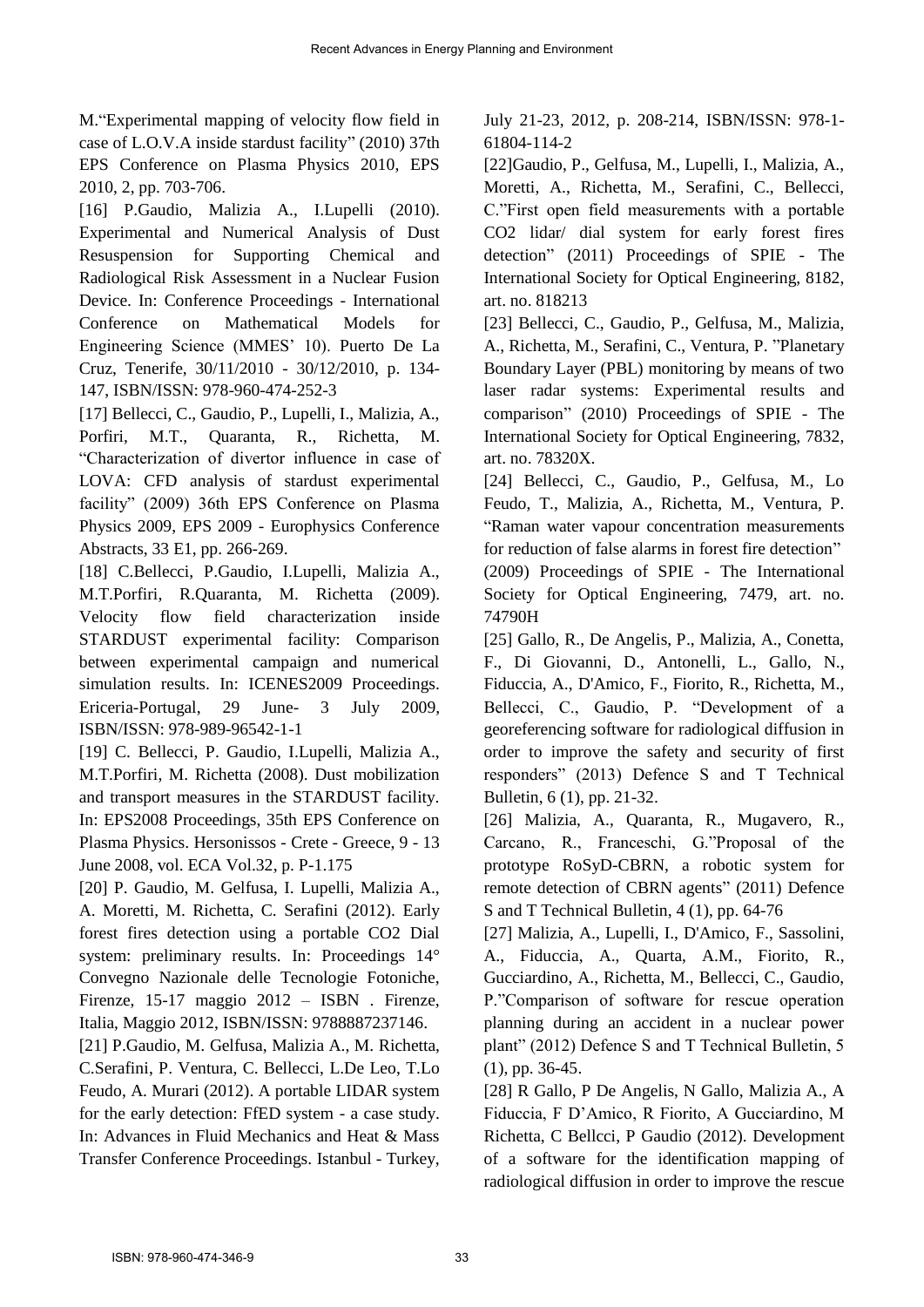M."Experimental mapping of velocity flow field in case of L.O.V.A inside stardust facility" (2010) 37th EPS Conference on Plasma Physics 2010, EPS 2010, 2, pp. 703-706.

[16] P.Gaudio, Malizia A., I.Lupelli (2010). Experimental and Numerical Analysis of Dust Resuspension for Supporting Chemical and Radiological Risk Assessment in a Nuclear Fusion Device. In: Conference Proceedings - International Conference on Mathematical Models for Engineering Science (MMES' 10). Puerto De La Cruz, Tenerife, 30/11/2010 - 30/12/2010, p. 134-147, ISBN/ISSN: 978-960-474-252-3

[17] Bellecci, C., Gaudio, P., Lupelli, I., Malizia, A., Porfiri, M.T., Quaranta, R., Richetta, M. "Characterization of divertor influence in case of LOVA: CFD analysis of stardust experimental facility" (2009) 36th EPS Conference on Plasma Physics 2009, EPS 2009 - Europhysics Conference Abstracts, 33 E1, pp. 266-269.

[18] C.Bellecci, P.Gaudio, I.Lupelli, Malizia A., M.T.Porfiri, R.Quaranta, M. Richetta (2009). Velocity flow field characterization inside STARDUST experimental facility: Comparison between experimental campaign and numerical simulation results. In: ICENES2009 Proceedings. Ericeria-Portugal, 29 June- 3 July 2009, ISBN/ISSN: 978-989-96542-1-1

[19] C. Bellecci, P. Gaudio, I.Lupelli, Malizia A., M.T.Porfiri, M. Richetta (2008). Dust mobilization and transport measures in the STARDUST facility. In: EPS2008 Proceedings, 35th EPS Conference on Plasma Physics. Hersonissos - Crete - Greece, 9 - 13 June 2008, vol. ECA Vol.32, p. P-1.175

[20] P. Gaudio, M. Gelfusa, I. Lupelli, Malizia A., A. Moretti, M. Richetta, C. Serafini (2012). Early forest fires detection using a portable CO2 Dial system: preliminary results. In: Proceedings 14° Convegno Nazionale delle Tecnologie Fotoniche, Firenze, 15-17 maggio 2012 – ISBN . Firenze, Italia, Maggio 2012, ISBN/ISSN: 9788887237146.

[21] P.Gaudio, M. Gelfusa, Malizia A., M. Richetta, C.Serafini, P. Ventura, C. Bellecci, L.De Leo, T.Lo Feudo, A. Murari (2012). A portable LIDAR system for the early detection: FfED system - a case study. In: Advances in Fluid Mechanics and Heat & Mass Transfer Conference Proceedings. Istanbul - Turkey, July 21-23, 2012, p. 208-214, ISBN/ISSN: 978-1-61804-114-2

[22]Gaudio, P., Gelfusa, M., Lupelli, I., Malizia, A., Moretti, A., Richetta, M., Serafini, C., Bellecci, C."First open field measurements with a portable CO2 lidar/ dial system for early forest fires detection" (2011) Proceedings of SPIE - The International Society for Optical Engineering, 8182, art. no. 818213

[23] Bellecci, C., Gaudio, P., Gelfusa, M., Malizia, A., Richetta, M., Serafini, C., Ventura, P. "Planetary Boundary Layer (PBL) monitoring by means of two laser radar systems: Experimental results and comparison" (2010) Proceedings of SPIE - The International Society for Optical Engineering, 7832, art. no. 78320X.

[24] Bellecci, C., Gaudio, P., Gelfusa, M., Lo Feudo, T., Malizia, A., Richetta, M., Ventura, P. "Raman water vapour concentration measurements for reduction of false alarms in forest fire detection" (2009) Proceedings of SPIE - The International Society for Optical Engineering, 7479, art. no. 74790H

[25] Gallo, R., De Angelis, P., Malizia, A., Conetta, F., Di Giovanni, D., Antonelli, L., Gallo, N., Fiduccia, A., D'Amico, F., Fiorito, R., Richetta, M., Bellecci, C., Gaudio, P. "Development of a georeferencing software for radiological diffusion in order to improve the safety and security of first responders" (2013) Defence S and T Technical Bulletin, 6 (1), pp. 21-32.

[26] Malizia, A., Quaranta, R., Mugavero, R., Carcano, R., Franceschi, G."Proposal of the prototype RoSyD-CBRN, a robotic system for remote detection of CBRN agents" (2011) Defence S and T Technical Bulletin, 4 (1), pp. 64-76

[27] Malizia, A., Lupelli, I., D'Amico, F., Sassolini, A., Fiduccia, A., Quarta, A.M., Fiorito, R., Gucciardino, A., Richetta, M., Bellecci, C., Gaudio, P."Comparison of software for rescue operation planning during an accident in a nuclear power plant" (2012) Defence S and T Technical Bulletin, 5 (1), pp. 36-45.

[28] R Gallo, P De Angelis, N Gallo, Malizia A., A Fiduccia, F D'Amico, R Fiorito, A Gucciardino, M Richetta, C Bellcci, P Gaudio (2012). Development of a software for the identification mapping of radiological diffusion in order to improve the rescue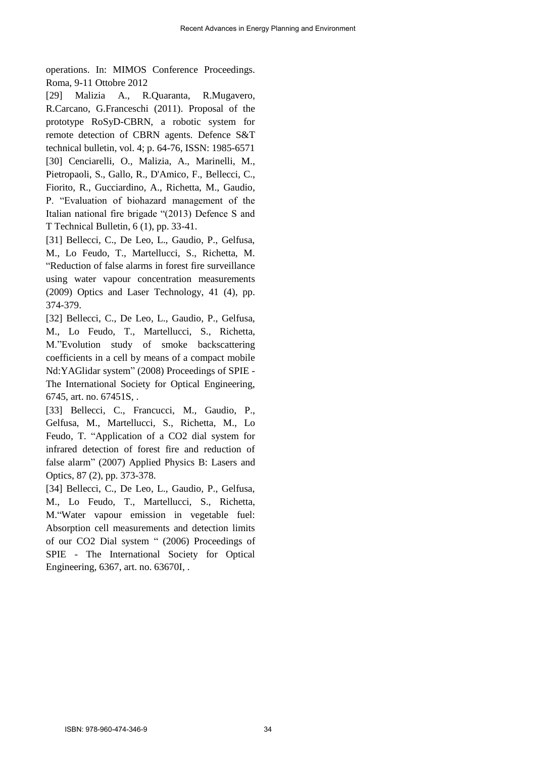operations. In: MIMOS Conference Proceedings. Roma, 9-11 Ottobre 2012

[29] Malizia A., R.Quaranta, R.Mugavero, R.Carcano, G.Franceschi (2011). Proposal of the prototype RoSyD-CBRN, a robotic system for remote detection of CBRN agents. Defence S&T technical bulletin, vol. 4; p. 64-76, ISSN: 1985-6571

[30] Cenciarelli, O., Malizia, A., Marinelli, M., Pietropaoli, S., Gallo, R., D'Amico, F., Bellecci, C., Fiorito, R., Gucciardino, A., Richetta, M., Gaudio, P. "Evaluation of biohazard management of the Italian national fire brigade "(2013) Defence S and T Technical Bulletin, 6 (1), pp. 33-41.

[31] Bellecci, C., De Leo, L., Gaudio, P., Gelfusa, M., Lo Feudo, T., Martellucci, S., Richetta, M. "Reduction of false alarms in forest fire surveillance using water vapour concentration measurements (2009) Optics and Laser Technology, 41 (4), pp. 374-379.

[32] Bellecci, C., De Leo, L., Gaudio, P., Gelfusa, M., Lo Feudo, T., Martellucci, S., Richetta, M."Evolution study of smoke backscattering coefficients in a cell by means of a compact mobile Nd:YAGlidar system" (2008) Proceedings of SPIE - The International Society for Optical Engineering, 6745, art. no. 67451S, .

[33] Bellecci, C., Francucci, M., Gaudio, P., Gelfusa, M., Martellucci, S., Richetta, M., Lo Feudo, T. "Application of a CO2 dial system for infrared detection of forest fire and reduction of false alarm" (2007) Applied Physics B: Lasers and Optics, 87 (2), pp. 373-378.

[34] Bellecci, C., De Leo, L., Gaudio, P., Gelfusa, M., Lo Feudo, T., Martellucci, S., Richetta, M."Water vapour emission in vegetable fuel: Absorption cell measurements and detection limits of our CO2 Dial system " (2006) Proceedings of SPIE - The International Society for Optical Engineering, 6367, art. no. 63670I, .